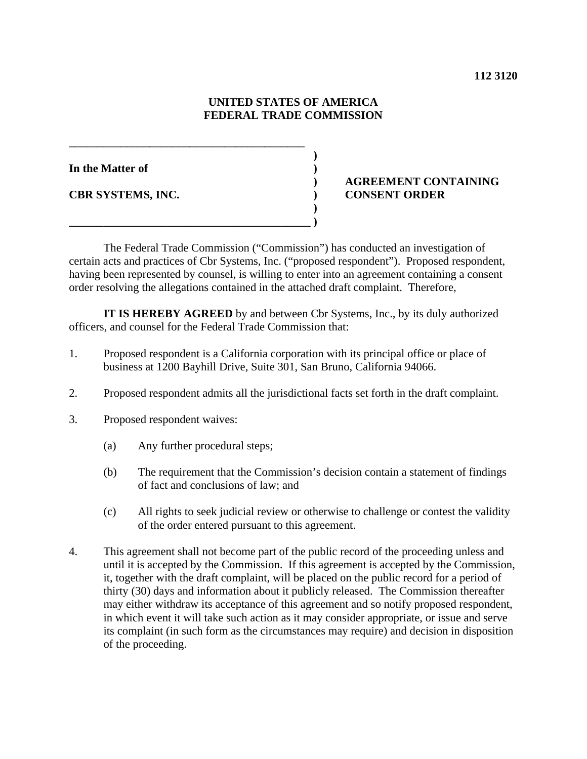**112 3120**

**UNITED STATES OF AMERICA**
**FEDERAL TRADE COMMISSION**

| | | |
|---|---|---|
| **In the Matter of** | ) | |
| | ) | **AGREEMENT CONTAINING** |
| **CBR SYSTEMS, INC.** | ) | **CONSENT ORDER** |

The Federal Trade Commission ("Commission") has conducted an investigation of certain acts and practices of Cbr Systems, Inc. ("proposed respondent"). Proposed respondent, having been represented by counsel, is willing to enter into an agreement containing a consent order resolving the allegations contained in the attached draft complaint. Therefore,

**IT IS HEREBY AGREED** by and between Cbr Systems, Inc., by its duly authorized officers, and counsel for the Federal Trade Commission that:

1. Proposed respondent is a California corporation with its principal office or place of business at 1200 Bayhill Drive, Suite 301, San Bruno, California 94066.

2. Proposed respondent admits all the jurisdictional facts set forth in the draft complaint.

3. Proposed respondent waives:

   (a) Any further procedural steps;

   (b) The requirement that the Commission's decision contain a statement of findings of fact and conclusions of law; and

   (c) All rights to seek judicial review or otherwise to challenge or contest the validity of the order entered pursuant to this agreement.

4. This agreement shall not become part of the public record of the proceeding unless and until it is accepted by the Commission. If this agreement is accepted by the Commission, it, together with the draft complaint, will be placed on the public record for a period of thirty (30) days and information about it publicly released. The Commission thereafter may either withdraw its acceptance of this agreement and so notify proposed respondent, in which event it will take such action as it may consider appropriate, or issue and serve its complaint (in such form as the circumstances may require) and decision in disposition of the proceeding.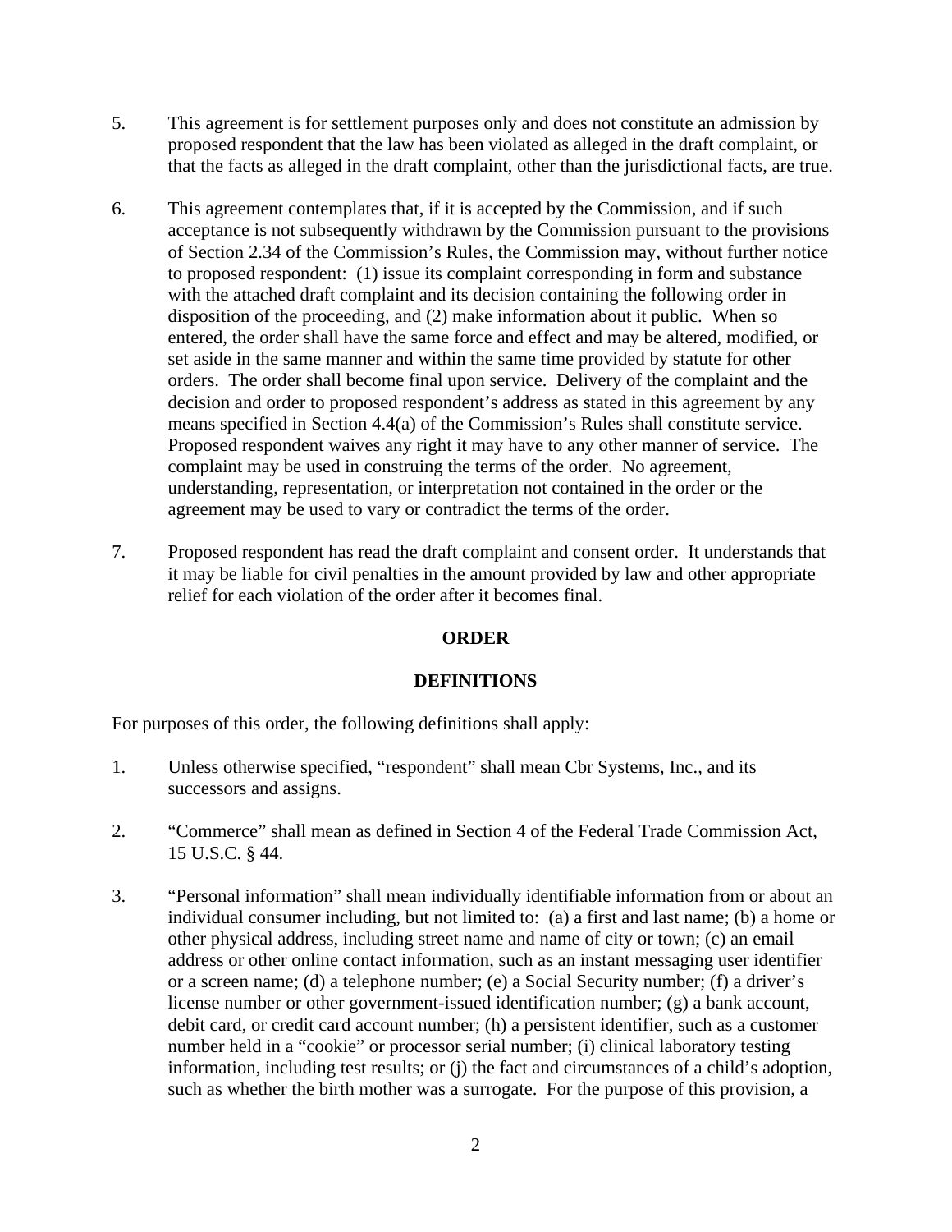5. This agreement is for settlement purposes only and does not constitute an admission by proposed respondent that the law has been violated as alleged in the draft complaint, or that the facts as alleged in the draft complaint, other than the jurisdictional facts, are true.

6. This agreement contemplates that, if it is accepted by the Commission, and if such acceptance is not subsequently withdrawn by the Commission pursuant to the provisions of Section 2.34 of the Commission's Rules, the Commission may, without further notice to proposed respondent: (1) issue its complaint corresponding in form and substance with the attached draft complaint and its decision containing the following order in disposition of the proceeding, and (2) make information about it public. When so entered, the order shall have the same force and effect and may be altered, modified, or set aside in the same manner and within the same time provided by statute for other orders. The order shall become final upon service. Delivery of the complaint and the decision and order to proposed respondent's address as stated in this agreement by any means specified in Section 4.4(a) of the Commission's Rules shall constitute service. Proposed respondent waives any right it may have to any other manner of service. The complaint may be used in construing the terms of the order. No agreement, understanding, representation, or interpretation not contained in the order or the agreement may be used to vary or contradict the terms of the order.

7. Proposed respondent has read the draft complaint and consent order. It understands that it may be liable for civil penalties in the amount provided by law and other appropriate relief for each violation of the order after it becomes final.

## ORDER

## DEFINITIONS

For purposes of this order, the following definitions shall apply:

1. Unless otherwise specified, "respondent" shall mean Cbr Systems, Inc., and its successors and assigns.

2. "Commerce" shall mean as defined in Section 4 of the Federal Trade Commission Act, 15 U.S.C. § 44.

3. "Personal information" shall mean individually identifiable information from or about an individual consumer including, but not limited to: (a) a first and last name; (b) a home or other physical address, including street name and name of city or town; (c) an email address or other online contact information, such as an instant messaging user identifier or a screen name; (d) a telephone number; (e) a Social Security number; (f) a driver's license number or other government-issued identification number; (g) a bank account, debit card, or credit card account number; (h) a persistent identifier, such as a customer number held in a "cookie" or processor serial number; (i) clinical laboratory testing information, including test results; or (j) the fact and circumstances of a child's adoption, such as whether the birth mother was a surrogate. For the purpose of this provision, a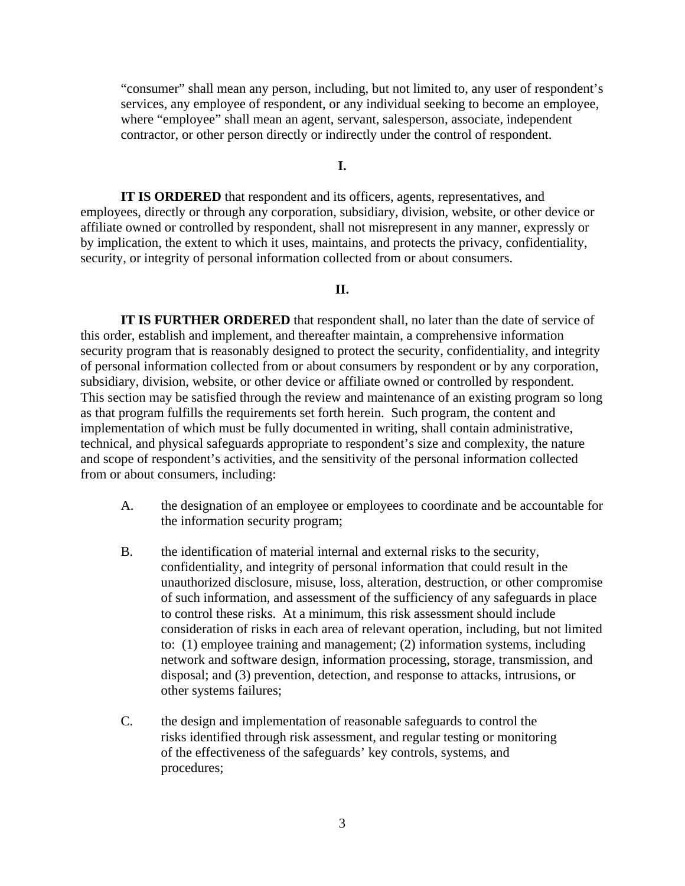"consumer" shall mean any person, including, but not limited to, any user of respondent's services, any employee of respondent, or any individual seeking to become an employee, where "employee" shall mean an agent, servant, salesperson, associate, independent contractor, or other person directly or indirectly under the control of respondent.

**I.**

**IT IS ORDERED** that respondent and its officers, agents, representatives, and employees, directly or through any corporation, subsidiary, division, website, or other device or affiliate owned or controlled by respondent, shall not misrepresent in any manner, expressly or by implication, the extent to which it uses, maintains, and protects the privacy, confidentiality, security, or integrity of personal information collected from or about consumers.

**II.**

**IT IS FURTHER ORDERED** that respondent shall, no later than the date of service of this order, establish and implement, and thereafter maintain, a comprehensive information security program that is reasonably designed to protect the security, confidentiality, and integrity of personal information collected from or about consumers by respondent or by any corporation, subsidiary, division, website, or other device or affiliate owned or controlled by respondent. This section may be satisfied through the review and maintenance of an existing program so long as that program fulfills the requirements set forth herein. Such program, the content and implementation of which must be fully documented in writing, shall contain administrative, technical, and physical safeguards appropriate to respondent's size and complexity, the nature and scope of respondent's activities, and the sensitivity of the personal information collected from or about consumers, including:

A. the designation of an employee or employees to coordinate and be accountable for the information security program;

B. the identification of material internal and external risks to the security, confidentiality, and integrity of personal information that could result in the unauthorized disclosure, misuse, loss, alteration, destruction, or other compromise of such information, and assessment of the sufficiency of any safeguards in place to control these risks. At a minimum, this risk assessment should include consideration of risks in each area of relevant operation, including, but not limited to: (1) employee training and management; (2) information systems, including network and software design, information processing, storage, transmission, and disposal; and (3) prevention, detection, and response to attacks, intrusions, or other systems failures;

C. the design and implementation of reasonable safeguards to control the risks identified through risk assessment, and regular testing or monitoring of the effectiveness of the safeguards' key controls, systems, and procedures;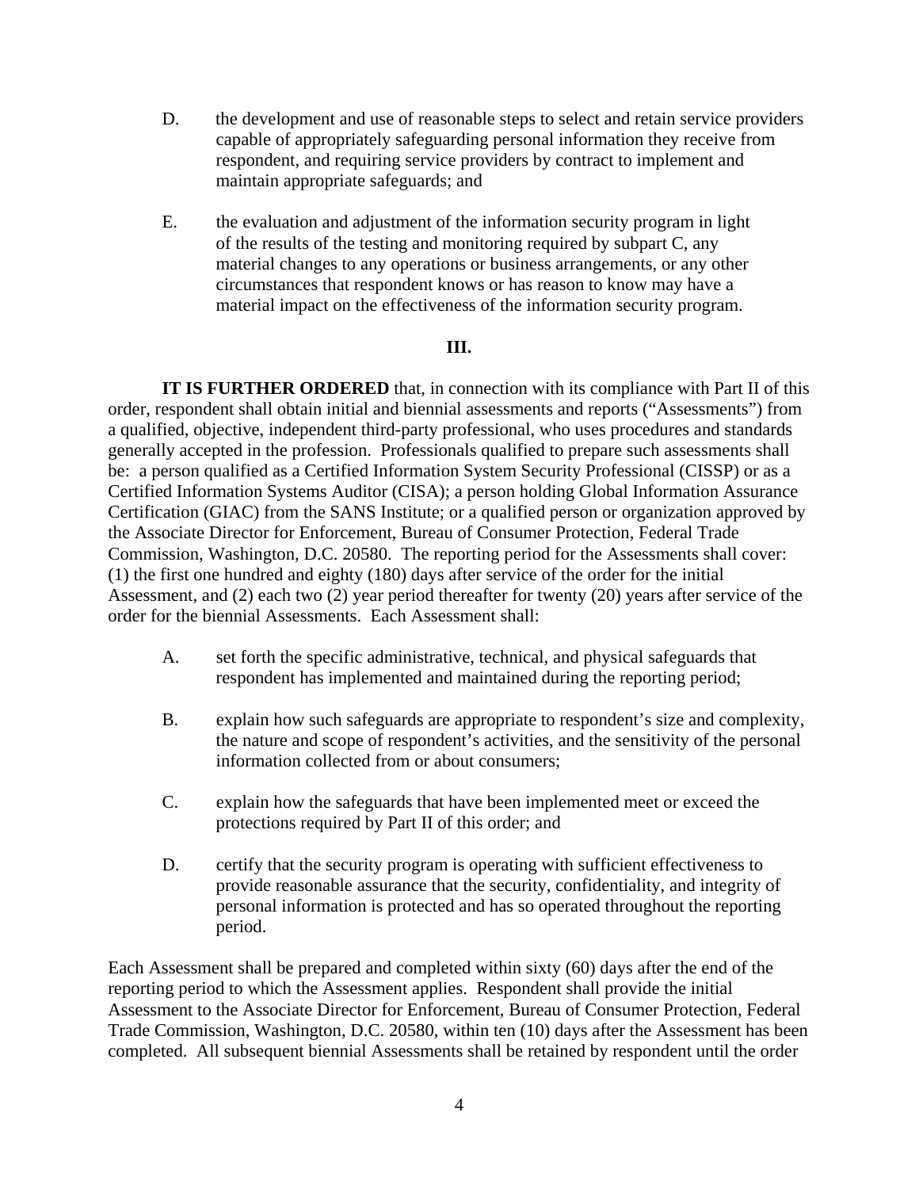D. the development and use of reasonable steps to select and retain service providers capable of appropriately safeguarding personal information they receive from respondent, and requiring service providers by contract to implement and maintain appropriate safeguards; and

E. the evaluation and adjustment of the information security program in light of the results of the testing and monitoring required by subpart C, any material changes to any operations or business arrangements, or any other circumstances that respondent knows or has reason to know may have a material impact on the effectiveness of the information security program.

**III.**

**IT IS FURTHER ORDERED** that, in connection with its compliance with Part II of this order, respondent shall obtain initial and biennial assessments and reports ("Assessments") from a qualified, objective, independent third-party professional, who uses procedures and standards generally accepted in the profession. Professionals qualified to prepare such assessments shall be: a person qualified as a Certified Information System Security Professional (CISSP) or as a Certified Information Systems Auditor (CISA); a person holding Global Information Assurance Certification (GIAC) from the SANS Institute; or a qualified person or organization approved by the Associate Director for Enforcement, Bureau of Consumer Protection, Federal Trade Commission, Washington, D.C. 20580. The reporting period for the Assessments shall cover: (1) the first one hundred and eighty (180) days after service of the order for the initial Assessment, and (2) each two (2) year period thereafter for twenty (20) years after service of the order for the biennial Assessments. Each Assessment shall:

A. set forth the specific administrative, technical, and physical safeguards that respondent has implemented and maintained during the reporting period;

B. explain how such safeguards are appropriate to respondent's size and complexity, the nature and scope of respondent's activities, and the sensitivity of the personal information collected from or about consumers;

C. explain how the safeguards that have been implemented meet or exceed the protections required by Part II of this order; and

D. certify that the security program is operating with sufficient effectiveness to provide reasonable assurance that the security, confidentiality, and integrity of personal information is protected and has so operated throughout the reporting period.

Each Assessment shall be prepared and completed within sixty (60) days after the end of the reporting period to which the Assessment applies. Respondent shall provide the initial Assessment to the Associate Director for Enforcement, Bureau of Consumer Protection, Federal Trade Commission, Washington, D.C. 20580, within ten (10) days after the Assessment has been completed. All subsequent biennial Assessments shall be retained by respondent until the order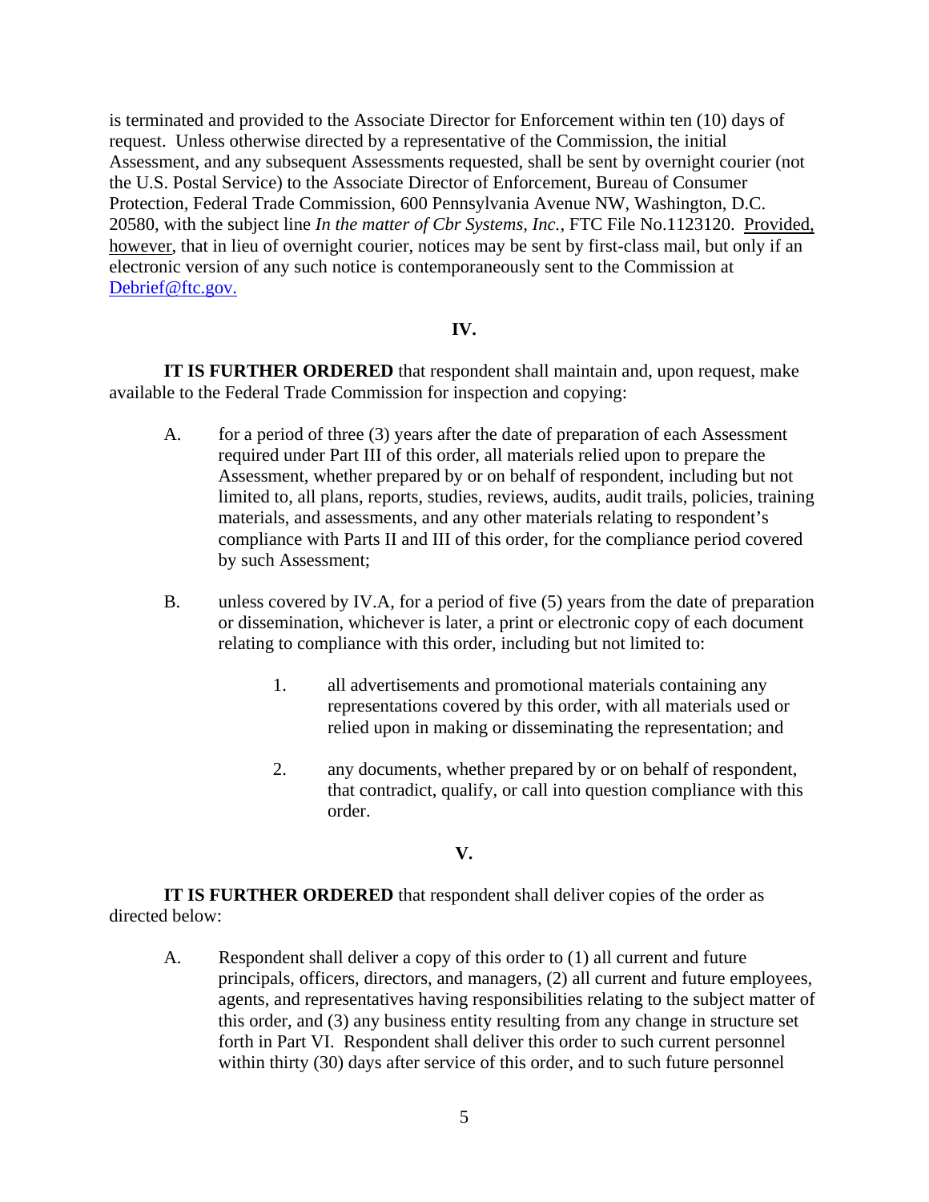is terminated and provided to the Associate Director for Enforcement within ten (10) days of request. Unless otherwise directed by a representative of the Commission, the initial Assessment, and any subsequent Assessments requested, shall be sent by overnight courier (not the U.S. Postal Service) to the Associate Director of Enforcement, Bureau of Consumer Protection, Federal Trade Commission, 600 Pennsylvania Avenue NW, Washington, D.C. 20580, with the subject line *In the matter of Cbr Systems, Inc.*, FTC File No.1123120. Provided, however, that in lieu of overnight courier, notices may be sent by first-class mail, but only if an electronic version of any such notice is contemporaneously sent to the Commission at Debrief@ftc.gov.

## IV.

**IT IS FURTHER ORDERED** that respondent shall maintain and, upon request, make available to the Federal Trade Commission for inspection and copying:

A. for a period of three (3) years after the date of preparation of each Assessment required under Part III of this order, all materials relied upon to prepare the Assessment, whether prepared by or on behalf of respondent, including but not limited to, all plans, reports, studies, reviews, audits, audit trails, policies, training materials, and assessments, and any other materials relating to respondent's compliance with Parts II and III of this order, for the compliance period covered by such Assessment;

B. unless covered by IV.A, for a period of five (5) years from the date of preparation or dissemination, whichever is later, a print or electronic copy of each document relating to compliance with this order, including but not limited to:

   1. all advertisements and promotional materials containing any representations covered by this order, with all materials used or relied upon in making or disseminating the representation; and

   2. any documents, whether prepared by or on behalf of respondent, that contradict, qualify, or call into question compliance with this order.

## V.

**IT IS FURTHER ORDERED** that respondent shall deliver copies of the order as directed below:

A. Respondent shall deliver a copy of this order to (1) all current and future principals, officers, directors, and managers, (2) all current and future employees, agents, and representatives having responsibilities relating to the subject matter of this order, and (3) any business entity resulting from any change in structure set forth in Part VI. Respondent shall deliver this order to such current personnel within thirty (30) days after service of this order, and to such future personnel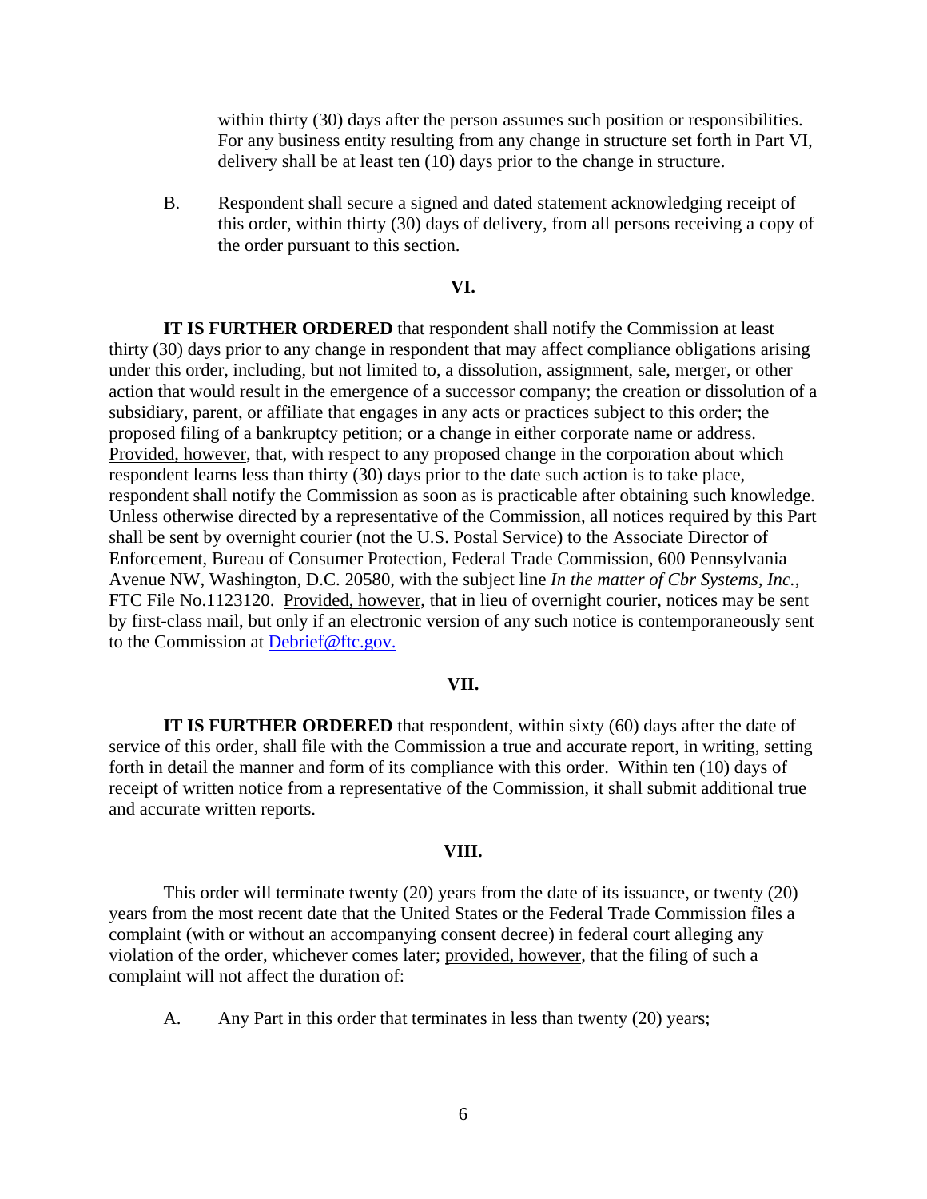within thirty (30) days after the person assumes such position or responsibilities. For any business entity resulting from any change in structure set forth in Part VI, delivery shall be at least ten (10) days prior to the change in structure.

B. Respondent shall secure a signed and dated statement acknowledging receipt of this order, within thirty (30) days of delivery, from all persons receiving a copy of the order pursuant to this section.

**VI.**

**IT IS FURTHER ORDERED** that respondent shall notify the Commission at least thirty (30) days prior to any change in respondent that may affect compliance obligations arising under this order, including, but not limited to, a dissolution, assignment, sale, merger, or other action that would result in the emergence of a successor company; the creation or dissolution of a subsidiary, parent, or affiliate that engages in any acts or practices subject to this order; the proposed filing of a bankruptcy petition; or a change in either corporate name or address. Provided, however, that, with respect to any proposed change in the corporation about which respondent learns less than thirty (30) days prior to the date such action is to take place, respondent shall notify the Commission as soon as is practicable after obtaining such knowledge. Unless otherwise directed by a representative of the Commission, all notices required by this Part shall be sent by overnight courier (not the U.S. Postal Service) to the Associate Director of Enforcement, Bureau of Consumer Protection, Federal Trade Commission, 600 Pennsylvania Avenue NW, Washington, D.C. 20580, with the subject line *In the matter of Cbr Systems, Inc.*, FTC File No.1123120. Provided, however, that in lieu of overnight courier, notices may be sent by first-class mail, but only if an electronic version of any such notice is contemporaneously sent to the Commission at Debrief@ftc.gov.

**VII.**

**IT IS FURTHER ORDERED** that respondent, within sixty (60) days after the date of service of this order, shall file with the Commission a true and accurate report, in writing, setting forth in detail the manner and form of its compliance with this order. Within ten (10) days of receipt of written notice from a representative of the Commission, it shall submit additional true and accurate written reports.

**VIII.**

This order will terminate twenty (20) years from the date of its issuance, or twenty (20) years from the most recent date that the United States or the Federal Trade Commission files a complaint (with or without an accompanying consent decree) in federal court alleging any violation of the order, whichever comes later; provided, however, that the filing of such a complaint will not affect the duration of:

A. Any Part in this order that terminates in less than twenty (20) years;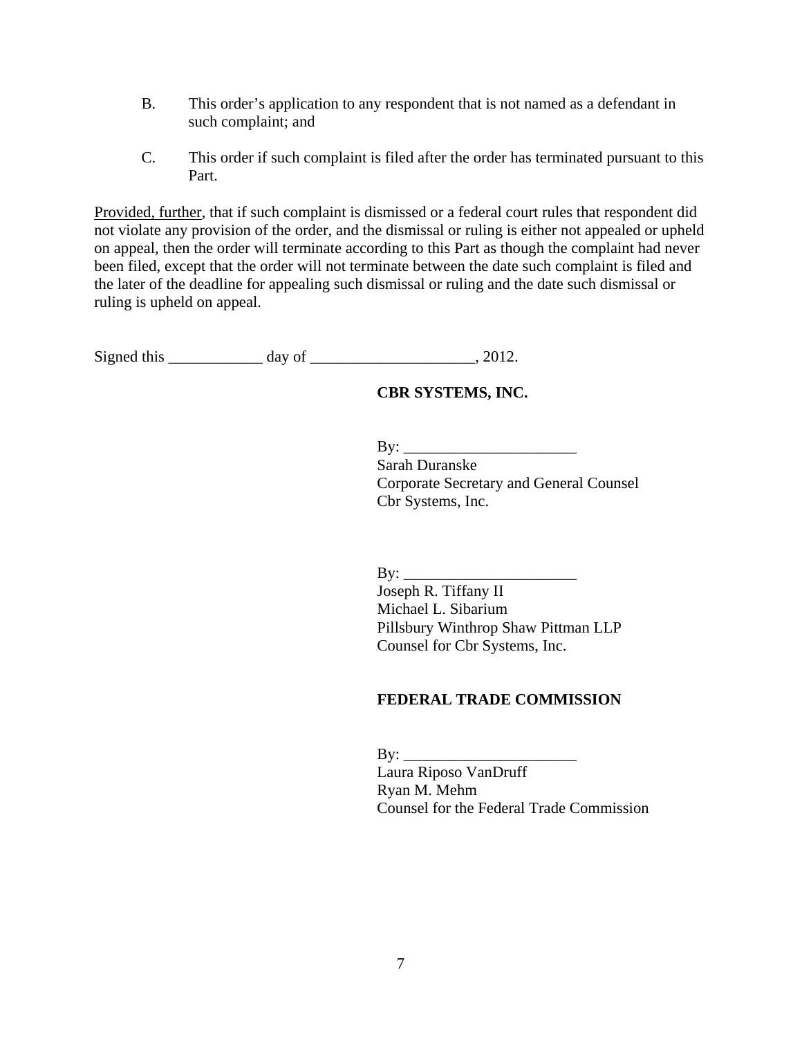B. This order's application to any respondent that is not named as a defendant in such complaint; and

C. This order if such complaint is filed after the order has terminated pursuant to this Part.

<u>Provided, further</u>, that if such complaint is dismissed or a federal court rules that respondent did not violate any provision of the order, and the dismissal or ruling is either not appealed or upheld on appeal, then the order will terminate according to this Part as though the complaint had never been filed, except that the order will not terminate between the date such complaint is filed and the later of the deadline for appealing such dismissal or ruling and the date such dismissal or ruling is upheld on appeal.

Signed this ____________ day of _____________________, 2012.

**CBR SYSTEMS, INC.**

By: ______________________
Sarah Duranske
Corporate Secretary and General Counsel
Cbr Systems, Inc.

By: ______________________
Joseph R. Tiffany II
Michael L. Sibarium
Pillsbury Winthrop Shaw Pittman LLP
Counsel for Cbr Systems, Inc.

**FEDERAL TRADE COMMISSION**

By: ______________________
Laura Riposo VanDruff
Ryan M. Mehm
Counsel for the Federal Trade Commission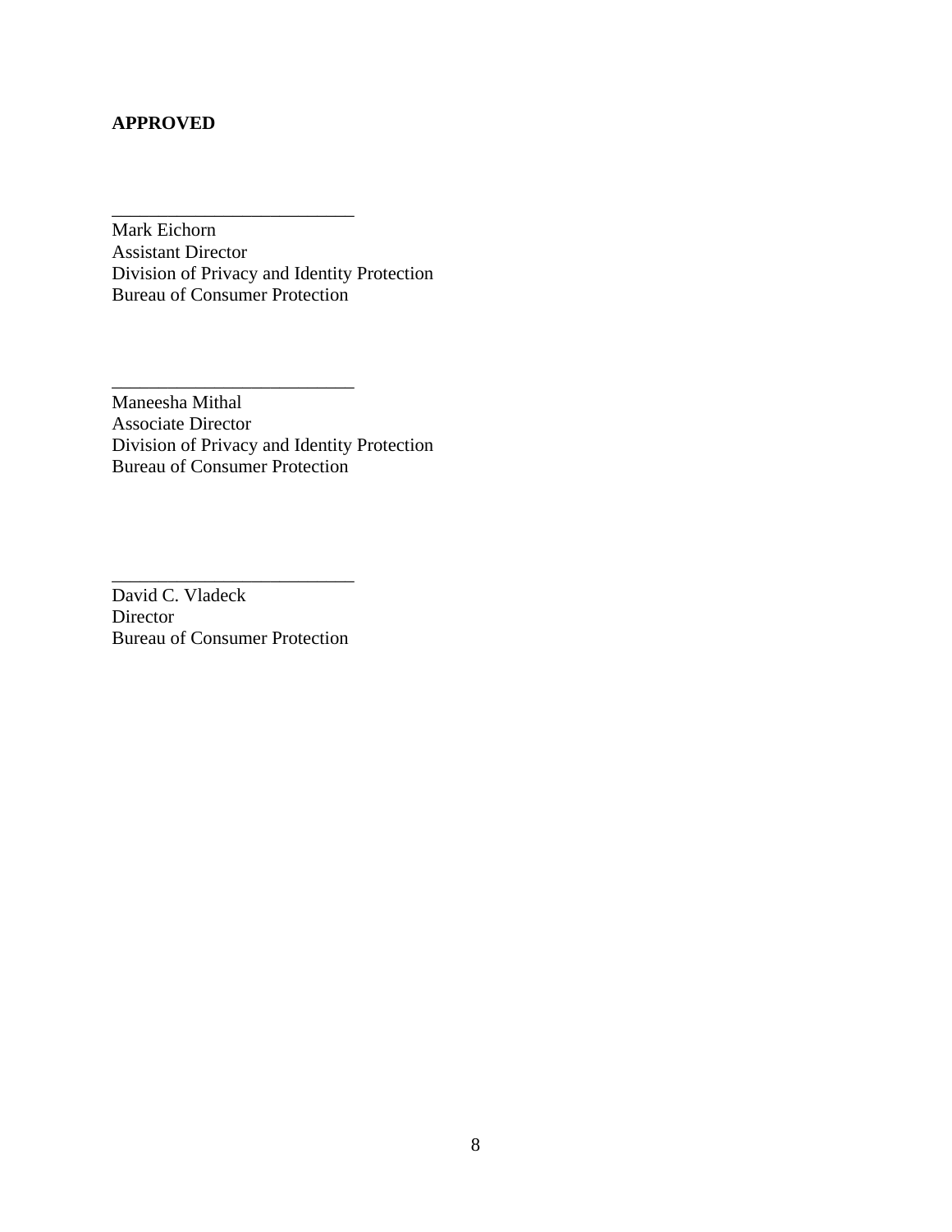**APPROVED**

\_\_\_\_\_\_\_\_\_\_\_\_\_\_\_\_\_\_\_\_\_\_\_\_\_\_

Mark Eichorn
Assistant Director
Division of Privacy and Identity Protection
Bureau of Consumer Protection

\_\_\_\_\_\_\_\_\_\_\_\_\_\_\_\_\_\_\_\_\_\_\_\_\_\_

Maneesha Mithal
Associate Director
Division of Privacy and Identity Protection
Bureau of Consumer Protection

\_\_\_\_\_\_\_\_\_\_\_\_\_\_\_\_\_\_\_\_\_\_\_\_\_\_

David C. Vladeck
Director
Bureau of Consumer Protection